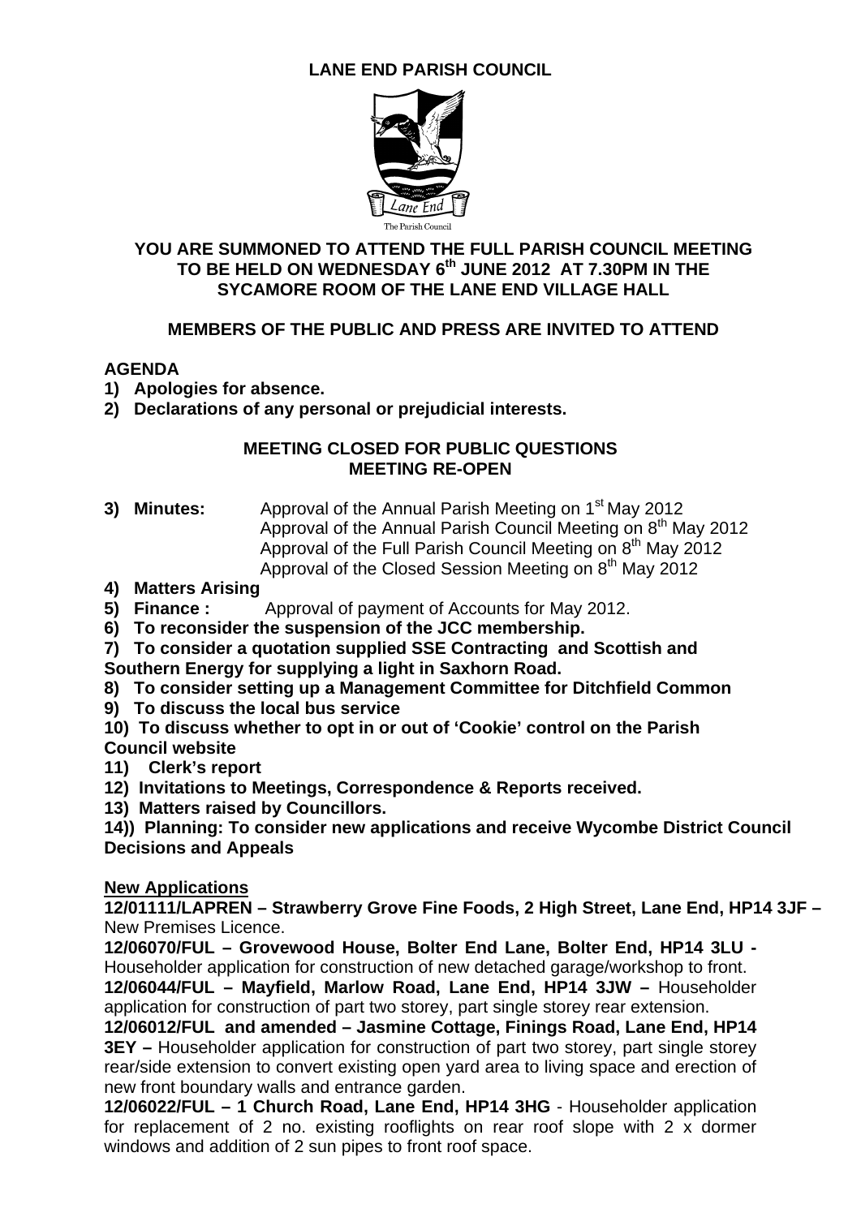# LANE END PARISH COUNCIL

The Parish Council

**YOU ARE SUMMONED TO ATTEND THE FULL PARISH COUNCIL MEETING TO BE HELD ON WEDNESDAY 6th JUNE 2012 AT 7.30PM IN THE SYCAMORE ROOM OF THE LANE END VILLAGE HALL**

**MEMBERS OF THE PUBLIC AND PRESS ARE INVITED TO ATTEND**

**AGENDA**

1) **Apologies for absence.**
2) **Declarations of any personal or prejudicial interests.**

**MEETING CLOSED FOR PUBLIC QUESTIONS**
**MEETING RE-OPEN**

3) **Minutes:** Approval of the Annual Parish Meeting on 1st May 2012
   Approval of the Annual Parish Council Meeting on 8th May 2012
   Approval of the Full Parish Council Meeting on 8th May 2012
   Approval of the Closed Session Meeting on 8th May 2012
4) **Matters Arising**
5) **Finance :** Approval of payment of Accounts for May 2012.
6) **To reconsider the suspension of the JCC membership.**
7) **To consider a quotation supplied SSE Contracting and Scottish and Southern Energy for supplying a light in Saxhorn Road.**
8) **To consider setting up a Management Committee for Ditchfield Common**
9) **To discuss the local bus service**
10) **To discuss whether to opt in or out of 'Cookie' control on the Parish Council website**
11) **Clerk's report**
12) **Invitations to Meetings, Correspondence & Reports received.**
13) **Matters raised by Councillors.**
14)) **Planning: To consider new applications and receive Wycombe District Council Decisions and Appeals**

**New Applications**

**12/01111/LAPREN – Strawberry Grove Fine Foods, 2 High Street, Lane End, HP14 3JF –** New Premises Licence.

**12/06070/FUL – Grovewood House, Bolter End Lane, Bolter End, HP14 3LU -** Householder application for construction of new detached garage/workshop to front.

**12/06044/FUL – Mayfield, Marlow Road, Lane End, HP14 3JW –** Householder application for construction of part two storey, part single storey rear extension.

**12/06012/FUL and amended – Jasmine Cottage, Finings Road, Lane End, HP14 3EY –** Householder application for construction of part two storey, part single storey rear/side extension to convert existing open yard area to living space and erection of new front boundary walls and entrance garden.

**12/06022/FUL – 1 Church Road, Lane End, HP14 3HG** - Householder application for replacement of 2 no. existing rooflights on rear roof slope with 2 x dormer windows and addition of 2 sun pipes to front roof space.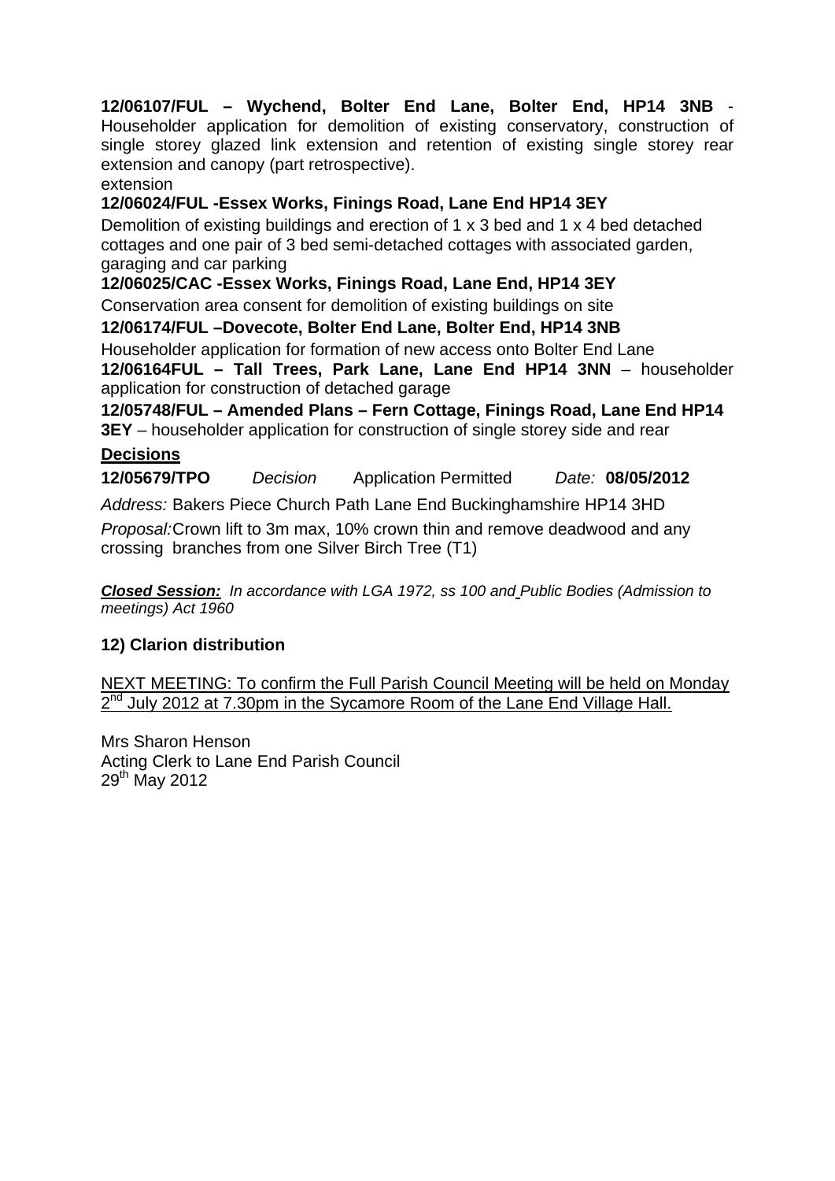**12/06107/FUL – Wychend, Bolter End Lane, Bolter End, HP14 3NB** - Householder application for demolition of existing conservatory, construction of single storey glazed link extension and retention of existing single storey rear extension and canopy (part retrospective).
extension

**12/06024/FUL -Essex Works, Finings Road, Lane End HP14 3EY**

Demolition of existing buildings and erection of 1 x 3 bed and 1 x 4 bed detached cottages and one pair of 3 bed semi-detached cottages with associated garden, garaging and car parking

**12/06025/CAC -Essex Works, Finings Road, Lane End, HP14 3EY**

Conservation area consent for demolition of existing buildings on site

**12/06174/FUL –Dovecote, Bolter End Lane, Bolter End, HP14 3NB**

Householder application for formation of new access onto Bolter End Lane

**12/06164FUL – Tall Trees, Park Lane, Lane End HP14 3NN** – householder application for construction of detached garage

**12/05748/FUL – Amended Plans – Fern Cottage, Finings Road, Lane End HP14 3EY** – householder application for construction of single storey side and rear

**Decisions**

**12/05679/TPO** *Decision* Application Permitted *Date:* **08/05/2012**

*Address:* Bakers Piece Church Path Lane End Buckinghamshire HP14 3HD

*Proposal:* Crown lift to 3m max, 10% crown thin and remove deadwood and any crossing branches from one Silver Birch Tree (T1)

***Closed Session:*** *In accordance with LGA 1972, ss 100 and Public Bodies (Admission to meetings) Act 1960*

**12) Clarion distribution**

NEXT MEETING: To confirm the Full Parish Council Meeting will be held on Monday 2nd July 2012 at 7.30pm in the Sycamore Room of the Lane End Village Hall.

Mrs Sharon Henson
Acting Clerk to Lane End Parish Council
29th May 2012